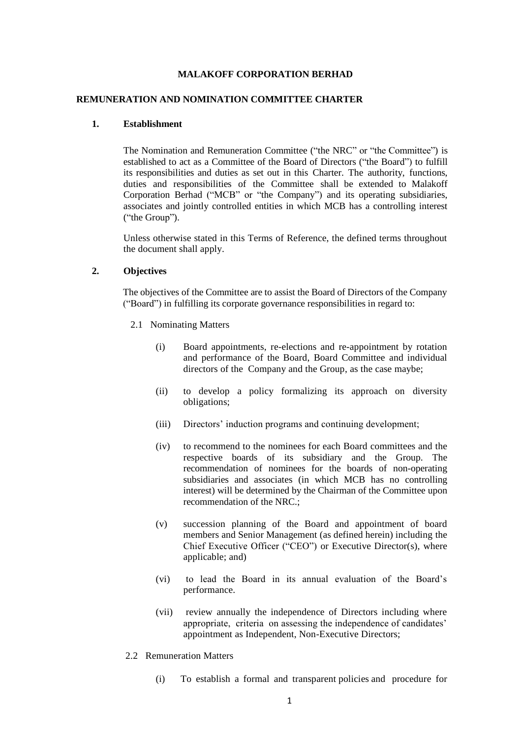**MALAKOFF CORPORATION BERHAD**

**REMUNERATION AND NOMINATION COMMITTEE CHARTER**

## 1. Establishment

The Nomination and Remuneration Committee ("the NRC" or "the Committee") is established to act as a Committee of the Board of Directors ("the Board") to fulfill its responsibilities and duties as set out in this Charter. The authority, functions, duties and responsibilities of the Committee shall be extended to Malakoff Corporation Berhad ("MCB" or "the Company") and its operating subsidiaries, associates and jointly controlled entities in which MCB has a controlling interest ("the Group").

Unless otherwise stated in this Terms of Reference, the defined terms throughout the document shall apply.

## 2. Objectives

The objectives of the Committee are to assist the Board of Directors of the Company ("Board") in fulfilling its corporate governance responsibilities in regard to:

2.1 Nominating Matters

(i) Board appointments, re-elections and re-appointment by rotation and performance of the Board, Board Committee and individual directors of the Company and the Group, as the case maybe;

(ii) to develop a policy formalizing its approach on diversity obligations;

(iii) Directors' induction programs and continuing development;

(iv) to recommend to the nominees for each Board committees and the respective boards of its subsidiary and the Group. The recommendation of nominees for the boards of non-operating subsidiaries and associates (in which MCB has no controlling interest) will be determined by the Chairman of the Committee upon recommendation of the NRC.;

(v) succession planning of the Board and appointment of board members and Senior Management (as defined herein) including the Chief Executive Officer ("CEO") or Executive Director(s), where applicable; and)

(vi) to lead the Board in its annual evaluation of the Board's performance.

(vii) review annually the independence of Directors including where appropriate, criteria on assessing the independence of candidates' appointment as Independent, Non-Executive Directors;

2.2 Remuneration Matters

(i) To establish a formal and transparent policies and procedure for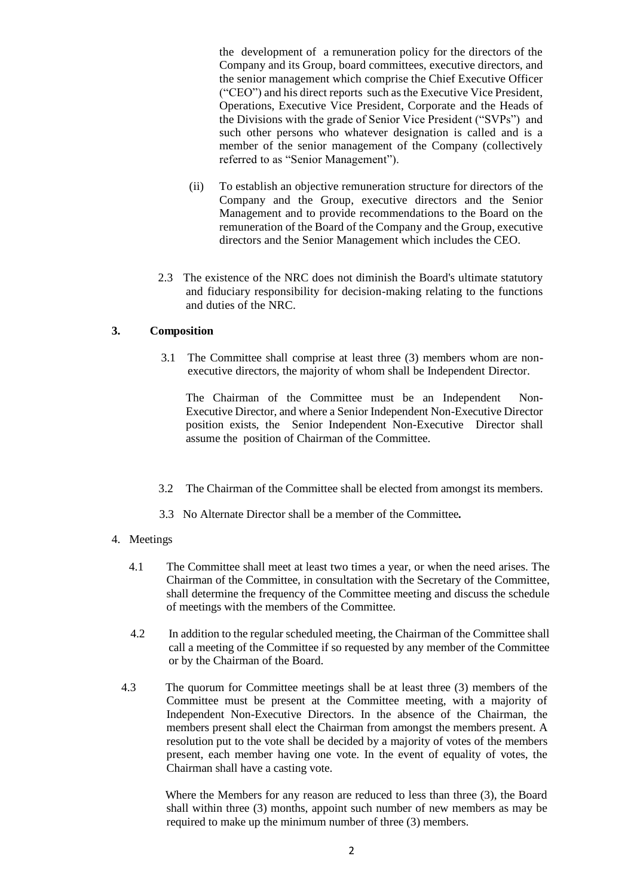the development of a remuneration policy for the directors of the Company and its Group, board committees, executive directors, and the senior management which comprise the Chief Executive Officer ("CEO") and his direct reports such as the Executive Vice President, Operations, Executive Vice President, Corporate and the Heads of the Divisions with the grade of Senior Vice President ("SVPs") and such other persons who whatever designation is called and is a member of the senior management of the Company (collectively referred to as "Senior Management").

(ii) To establish an objective remuneration structure for directors of the Company and the Group, executive directors and the Senior Management and to provide recommendations to the Board on the remuneration of the Board of the Company and the Group, executive directors and the Senior Management which includes the CEO.

2.3 The existence of the NRC does not diminish the Board's ultimate statutory and fiduciary responsibility for decision-making relating to the functions and duties of the NRC.

## 3. Composition

3.1 The Committee shall comprise at least three (3) members whom are non-executive directors, the majority of whom shall be Independent Director.

The Chairman of the Committee must be an Independent Non-Executive Director, and where a Senior Independent Non-Executive Director position exists, the Senior Independent Non-Executive Director shall assume the position of Chairman of the Committee.

3.2 The Chairman of the Committee shall be elected from amongst its members.

3.3 No Alternate Director shall be a member of the Committee**.**

## 4. Meetings

4.1 The Committee shall meet at least two times a year, or when the need arises. The Chairman of the Committee, in consultation with the Secretary of the Committee, shall determine the frequency of the Committee meeting and discuss the schedule of meetings with the members of the Committee.

4.2 In addition to the regular scheduled meeting, the Chairman of the Committee shall call a meeting of the Committee if so requested by any member of the Committee or by the Chairman of the Board.

4.3 The quorum for Committee meetings shall be at least three (3) members of the Committee must be present at the Committee meeting, with a majority of Independent Non-Executive Directors. In the absence of the Chairman, the members present shall elect the Chairman from amongst the members present. A resolution put to the vote shall be decided by a majority of votes of the members present, each member having one vote. In the event of equality of votes, the Chairman shall have a casting vote.

Where the Members for any reason are reduced to less than three (3), the Board shall within three (3) months, appoint such number of new members as may be required to make up the minimum number of three (3) members.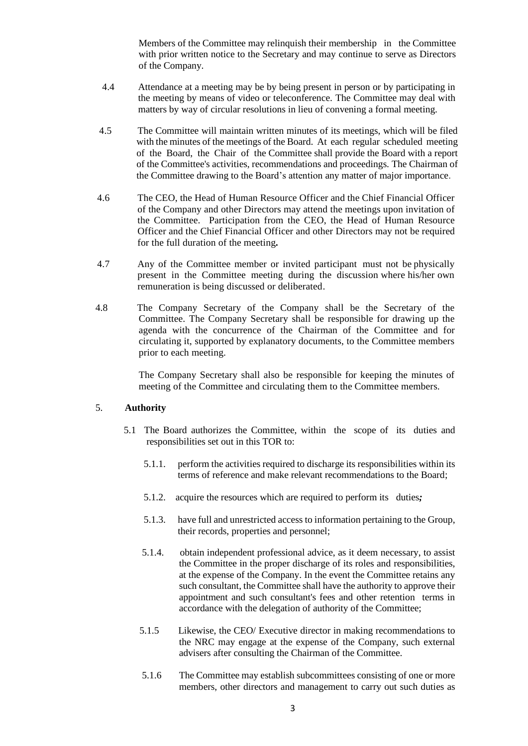Members of the Committee may relinquish their membership in the Committee with prior written notice to the Secretary and may continue to serve as Directors of the Company.

4.4 Attendance at a meeting may be by being present in person or by participating in the meeting by means of video or teleconference. The Committee may deal with matters by way of circular resolutions in lieu of convening a formal meeting.

4.5 The Committee will maintain written minutes of its meetings, which will be filed with the minutes of the meetings of the Board. At each regular scheduled meeting of the Board, the Chair of the Committee shall provide the Board with a report of the Committee's activities, recommendations and proceedings. The Chairman of the Committee drawing to the Board's attention any matter of major importance.

4.6 The CEO, the Head of Human Resource Officer and the Chief Financial Officer of the Company and other Directors may attend the meetings upon invitation of the Committee. Participation from the CEO, the Head of Human Resource Officer and the Chief Financial Officer and other Directors may not be required for the full duration of the meeting**.**

4.7 Any of the Committee member or invited participant must not be physically present in the Committee meeting during the discussion where his/her own remuneration is being discussed or deliberated.

4.8 The Company Secretary of the Company shall be the Secretary of the Committee. The Company Secretary shall be responsible for drawing up the agenda with the concurrence of the Chairman of the Committee and for circulating it, supported by explanatory documents, to the Committee members prior to each meeting.

The Company Secretary shall also be responsible for keeping the minutes of meeting of the Committee and circulating them to the Committee members.

## 5. **Authority**

5.1 The Board authorizes the Committee, within the scope of its duties and responsibilities set out in this TOR to:

5.1.1. perform the activities required to discharge its responsibilities within its terms of reference and make relevant recommendations to the Board;

5.1.2. acquire the resources which are required to perform its duties***;***

5.1.3. have full and unrestricted access to information pertaining to the Group, their records, properties and personnel;

5.1.4. obtain independent professional advice, as it deem necessary, to assist the Committee in the proper discharge of its roles and responsibilities, at the expense of the Company. In the event the Committee retains any such consultant, the Committee shall have the authority to approve their appointment and such consultant's fees and other retention terms in accordance with the delegation of authority of the Committee;

5.1.5 Likewise, the CEO/ Executive director in making recommendations to the NRC may engage at the expense of the Company, such external advisers after consulting the Chairman of the Committee.

5.1.6 The Committee may establish subcommittees consisting of one or more members, other directors and management to carry out such duties as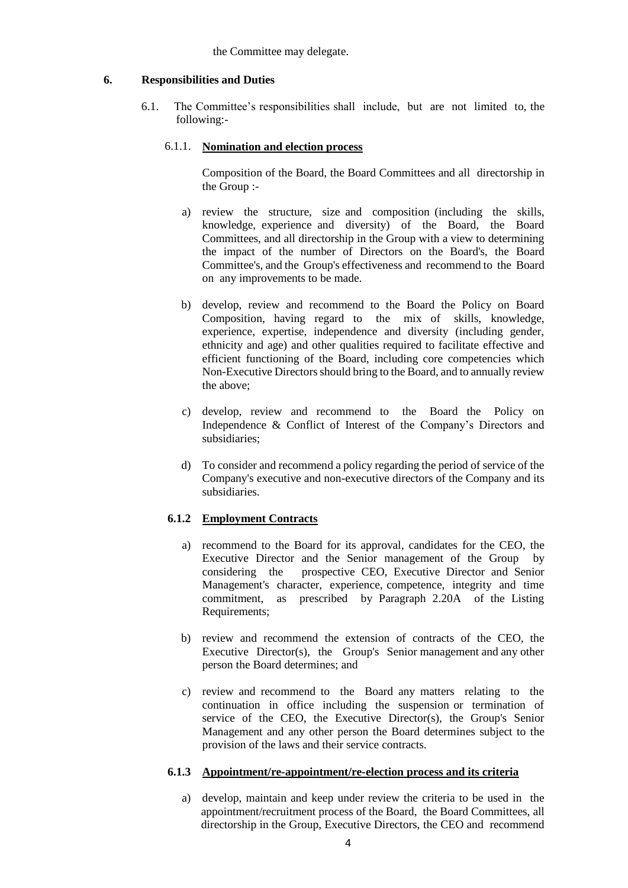the Committee may delegate.

## 6. Responsibilities and Duties

6.1. The Committee's responsibilities shall include, but are not limited to, the following:-

### 6.1.1. Nomination and election process

Composition of the Board, the Board Committees and all directorship in the Group :-

a) review the structure, size and composition (including the skills, knowledge, experience and diversity) of the Board, the Board Committees, and all directorship in the Group with a view to determining the impact of the number of Directors on the Board's, the Board Committee's, and the Group's effectiveness and recommend to the Board on any improvements to be made.

b) develop, review and recommend to the Board the Policy on Board Composition, having regard to the mix of skills, knowledge, experience, expertise, independence and diversity (including gender, ethnicity and age) and other qualities required to facilitate effective and efficient functioning of the Board, including core competencies which Non-Executive Directors should bring to the Board, and to annually review the above;

c) develop, review and recommend to the Board the Policy on Independence & Conflict of Interest of the Company's Directors and subsidiaries;

d) To consider and recommend a policy regarding the period of service of the Company's executive and non-executive directors of the Company and its subsidiaries.

### 6.1.2 Employment Contracts

a) recommend to the Board for its approval, candidates for the CEO, the Executive Director and the Senior management of the Group by considering the prospective CEO, Executive Director and Senior Management's character, experience, competence, integrity and time commitment, as prescribed by Paragraph 2.20A of the Listing Requirements;

b) review and recommend the extension of contracts of the CEO, the Executive Director(s), the Group's Senior management and any other person the Board determines; and

c) review and recommend to the Board any matters relating to the continuation in office including the suspension or termination of service of the CEO, the Executive Director(s), the Group's Senior Management and any other person the Board determines subject to the provision of the laws and their service contracts.

### 6.1.3 Appointment/re-appointment/re-election process and its criteria

a) develop, maintain and keep under review the criteria to be used in the appointment/recruitment process of the Board, the Board Committees, all directorship in the Group, Executive Directors, the CEO and recommend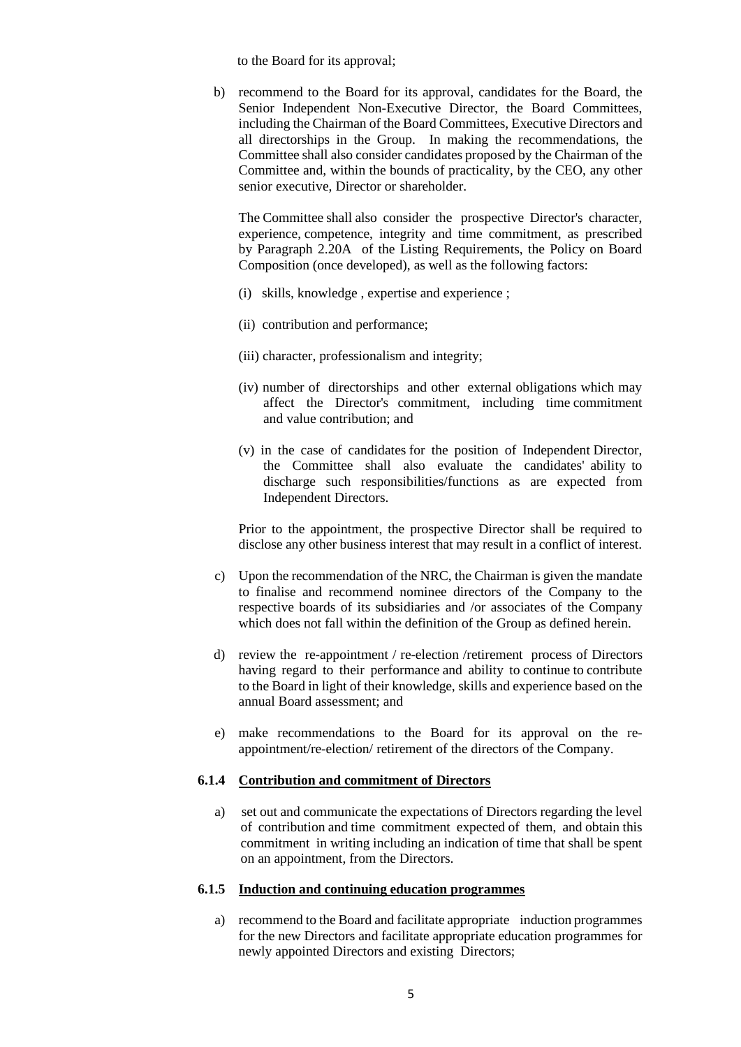to the Board for its approval;

b) recommend to the Board for its approval, candidates for the Board, the Senior Independent Non-Executive Director, the Board Committees, including the Chairman of the Board Committees, Executive Directors and all directorships in the Group. In making the recommendations, the Committee shall also consider candidates proposed by the Chairman of the Committee and, within the bounds of practicality, by the CEO, any other senior executive, Director or shareholder.

   The Committee shall also consider the prospective Director's character, experience, competence, integrity and time commitment, as prescribed by Paragraph 2.20A of the Listing Requirements, the Policy on Board Composition (once developed), as well as the following factors:

   (i) skills, knowledge , expertise and experience ;

   (ii) contribution and performance;

   (iii) character, professionalism and integrity;

   (iv) number of directorships and other external obligations which may affect the Director's commitment, including time commitment and value contribution; and

   (v) in the case of candidates for the position of Independent Director, the Committee shall also evaluate the candidates' ability to discharge such responsibilities/functions as are expected from Independent Directors.

   Prior to the appointment, the prospective Director shall be required to disclose any other business interest that may result in a conflict of interest.

c) Upon the recommendation of the NRC, the Chairman is given the mandate to finalise and recommend nominee directors of the Company to the respective boards of its subsidiaries and /or associates of the Company which does not fall within the definition of the Group as defined herein.

d) review the re-appointment / re-election /retirement process of Directors having regard to their performance and ability to continue to contribute to the Board in light of their knowledge, skills and experience based on the annual Board assessment; and

e) make recommendations to the Board for its approval on the re-appointment/re-election/ retirement of the directors of the Company.

### 6.1.4 Contribution and commitment of Directors

a) set out and communicate the expectations of Directors regarding the level of contribution and time commitment expected of them, and obtain this commitment in writing including an indication of time that shall be spent on an appointment, from the Directors.

### 6.1.5 Induction and continuing education programmes

a) recommend to the Board and facilitate appropriate induction programmes for the new Directors and facilitate appropriate education programmes for newly appointed Directors and existing Directors;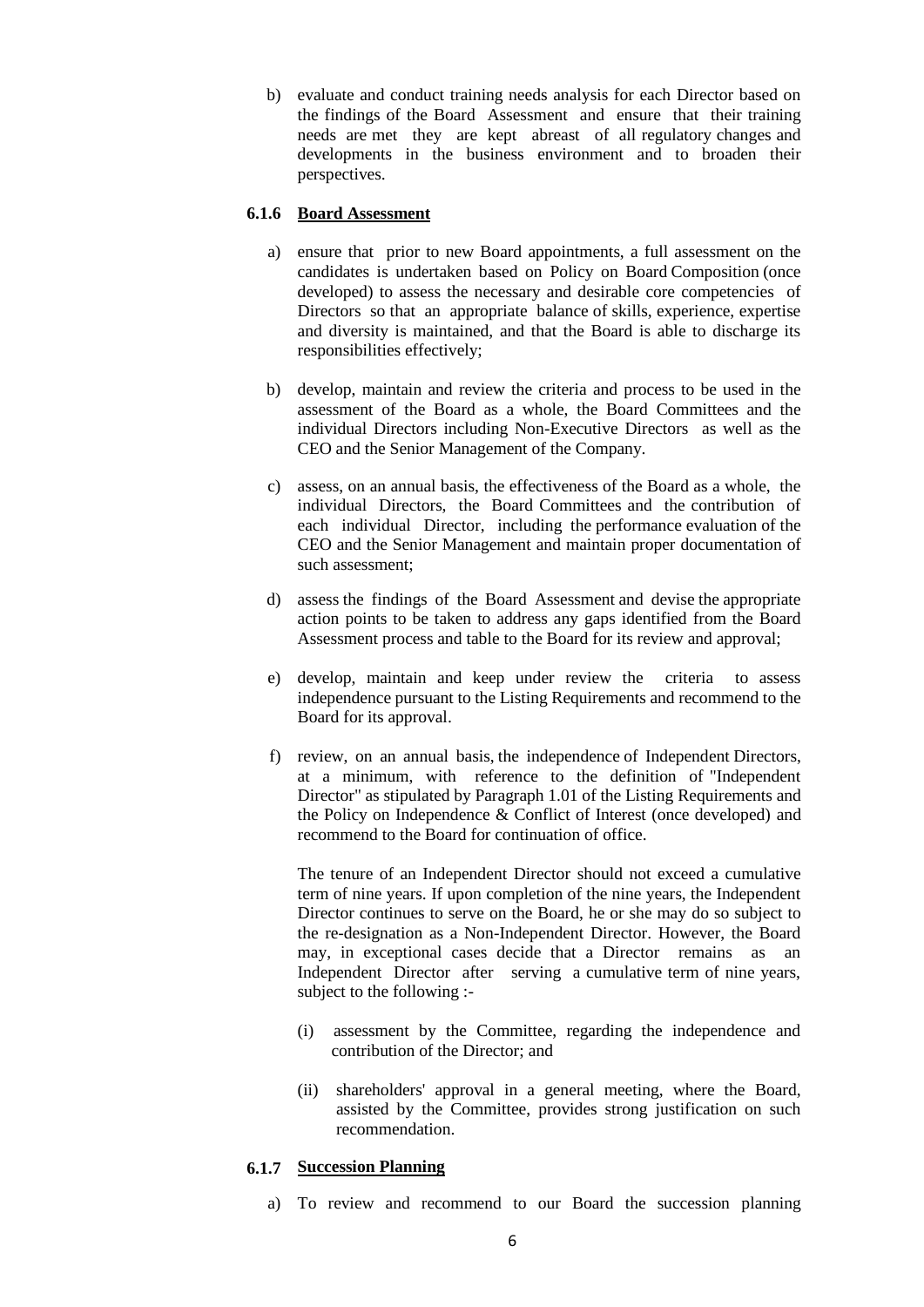b) evaluate and conduct training needs analysis for each Director based on the findings of the Board Assessment and ensure that their training needs are met they are kept abreast of all regulatory changes and developments in the business environment and to broaden their perspectives.

### 6.1.6 Board Assessment

a) ensure that prior to new Board appointments, a full assessment on the candidates is undertaken based on Policy on Board Composition (once developed) to assess the necessary and desirable core competencies of Directors so that an appropriate balance of skills, experience, expertise and diversity is maintained, and that the Board is able to discharge its responsibilities effectively;

b) develop, maintain and review the criteria and process to be used in the assessment of the Board as a whole, the Board Committees and the individual Directors including Non-Executive Directors as well as the CEO and the Senior Management of the Company.

c) assess, on an annual basis, the effectiveness of the Board as a whole, the individual Directors, the Board Committees and the contribution of each individual Director, including the performance evaluation of the CEO and the Senior Management and maintain proper documentation of such assessment;

d) assess the findings of the Board Assessment and devise the appropriate action points to be taken to address any gaps identified from the Board Assessment process and table to the Board for its review and approval;

e) develop, maintain and keep under review the criteria to assess independence pursuant to the Listing Requirements and recommend to the Board for its approval.

f) review, on an annual basis, the independence of Independent Directors, at a minimum, with reference to the definition of "Independent Director" as stipulated by Paragraph 1.01 of the Listing Requirements and the Policy on Independence & Conflict of Interest (once developed) and recommend to the Board for continuation of office.

   The tenure of an Independent Director should not exceed a cumulative term of nine years. If upon completion of the nine years, the Independent Director continues to serve on the Board, he or she may do so subject to the re-designation as a Non-Independent Director. However, the Board may, in exceptional cases decide that a Director remains as an Independent Director after serving a cumulative term of nine years, subject to the following :-

   (i) assessment by the Committee, regarding the independence and contribution of the Director; and

   (ii) shareholders' approval in a general meeting, where the Board, assisted by the Committee, provides strong justification on such recommendation.

### 6.1.7 Succession Planning

a) To review and recommend to our Board the succession planning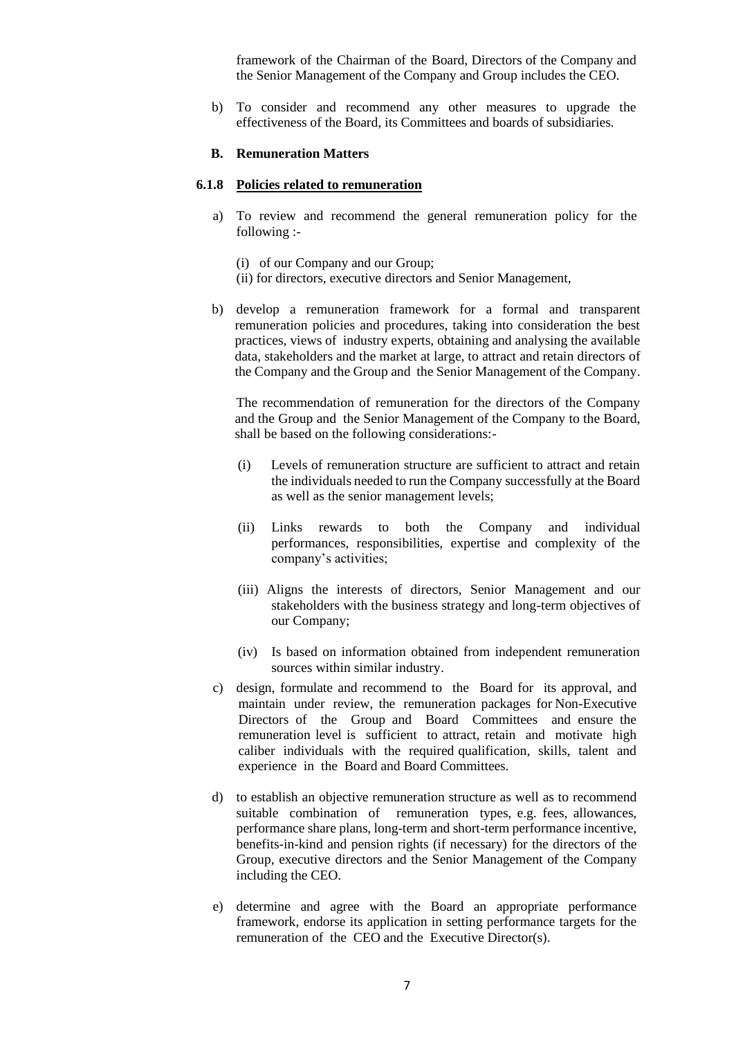framework of the Chairman of the Board, Directors of the Company and the Senior Management of the Company and Group includes the CEO.

b) To consider and recommend any other measures to upgrade the effectiveness of the Board, its Committees and boards of subsidiaries.

**B. Remuneration Matters**

**6.1.8 Policies related to remuneration**

a) To review and recommend the general remuneration policy for the following :-

(i) of our Company and our Group;
(ii) for directors, executive directors and Senior Management,

b) develop a remuneration framework for a formal and transparent remuneration policies and procedures, taking into consideration the best practices, views of industry experts, obtaining and analysing the available data, stakeholders and the market at large, to attract and retain directors of the Company and the Group and the Senior Management of the Company.

The recommendation of remuneration for the directors of the Company and the Group and the Senior Management of the Company to the Board, shall be based on the following considerations:-

(i) Levels of remuneration structure are sufficient to attract and retain the individuals needed to run the Company successfully at the Board as well as the senior management levels;

(ii) Links rewards to both the Company and individual performances, responsibilities, expertise and complexity of the company's activities;

(iii) Aligns the interests of directors, Senior Management and our stakeholders with the business strategy and long-term objectives of our Company;

(iv) Is based on information obtained from independent remuneration sources within similar industry.

c) design, formulate and recommend to the Board for its approval, and maintain under review, the remuneration packages for Non-Executive Directors of the Group and Board Committees and ensure the remuneration level is sufficient to attract, retain and motivate high caliber individuals with the required qualification, skills, talent and experience in the Board and Board Committees.

d) to establish an objective remuneration structure as well as to recommend suitable combination of remuneration types, e.g. fees, allowances, performance share plans, long-term and short-term performance incentive, benefits-in-kind and pension rights (if necessary) for the directors of the Group, executive directors and the Senior Management of the Company including the CEO.

e) determine and agree with the Board an appropriate performance framework, endorse its application in setting performance targets for the remuneration of the CEO and the Executive Director(s).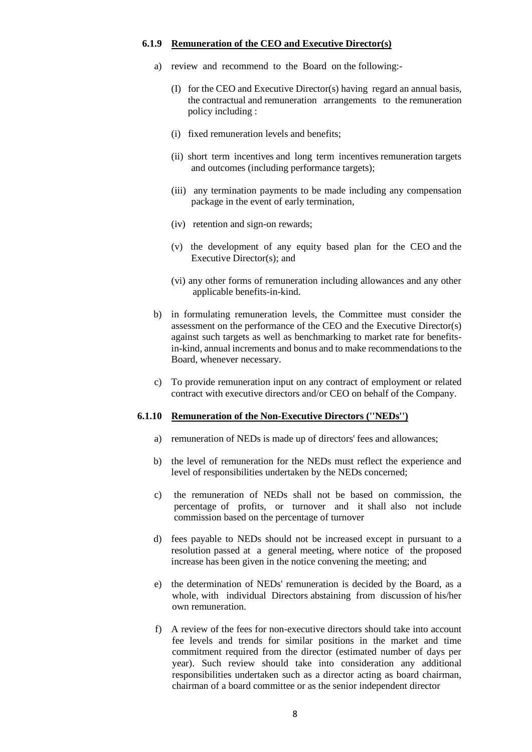#### 6.1.9 Remuneration of the CEO and Executive Director(s)

a) review and recommend to the Board on the following:-

(I) for the CEO and Executive Director(s) having regard an annual basis, the contractual and remuneration arrangements to the remuneration policy including :

(i) fixed remuneration levels and benefits;

(ii) short term incentives and long term incentives remuneration targets and outcomes (including performance targets);

(iii) any termination payments to be made including any compensation package in the event of early termination,

(iv) retention and sign-on rewards;

(v) the development of any equity based plan for the CEO and the Executive Director(s); and

(vi) any other forms of remuneration including allowances and any other applicable benefits-in-kind.

b) in formulating remuneration levels, the Committee must consider the assessment on the performance of the CEO and the Executive Director(s) against such targets as well as benchmarking to market rate for benefits-in-kind, annual increments and bonus and to make recommendations to the Board, whenever necessary.

c) To provide remuneration input on any contract of employment or related contract with executive directors and/or CEO on behalf of the Company.

#### 6.1.10 Remuneration of the Non-Executive Directors (''NEDs'')

a) remuneration of NEDs is made up of directors' fees and allowances;

b) the level of remuneration for the NEDs must reflect the experience and level of responsibilities undertaken by the NEDs concerned;

c) the remuneration of NEDs shall not be based on commission, the percentage of profits, or turnover and it shall also not include commission based on the percentage of turnover

d) fees payable to NEDs should not be increased except in pursuant to a resolution passed at a general meeting, where notice of the proposed increase has been given in the notice convening the meeting; and

e) the determination of NEDs' remuneration is decided by the Board, as a whole, with individual Directors abstaining from discussion of his/her own remuneration.

f) A review of the fees for non-executive directors should take into account fee levels and trends for similar positions in the market and time commitment required from the director (estimated number of days per year). Such review should take into consideration any additional responsibilities undertaken such as a director acting as board chairman, chairman of a board committee or as the senior independent director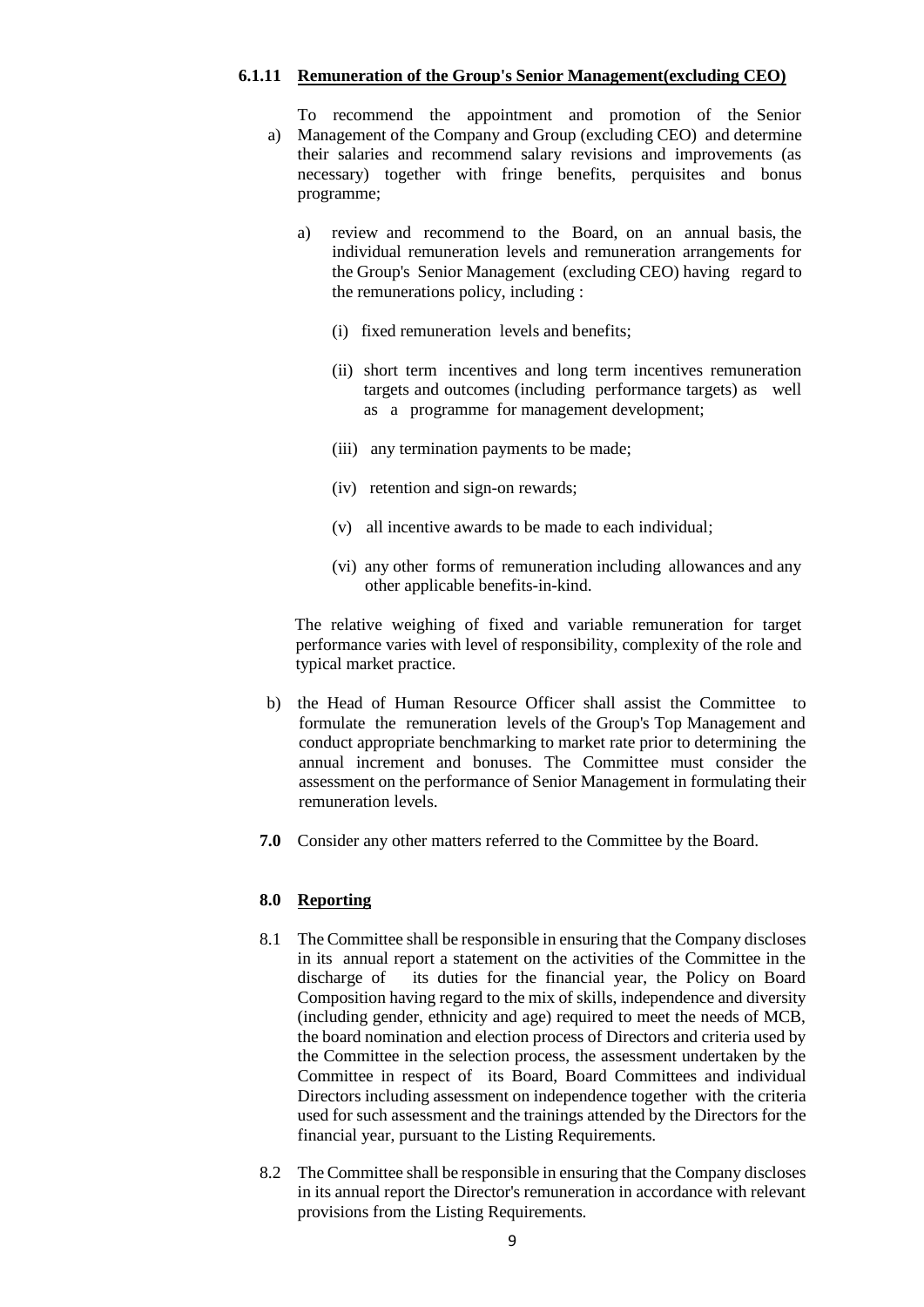#### 6.1.11 Remuneration of the Group's Senior Management(excluding CEO)

a) To recommend the appointment and promotion of the Senior Management of the Company and Group (excluding CEO) and determine their salaries and recommend salary revisions and improvements (as necessary) together with fringe benefits, perquisites and bonus programme;

   a) review and recommend to the Board, on an annual basis, the individual remuneration levels and remuneration arrangements for the Group's Senior Management (excluding CEO) having regard to the remunerations policy, including :

      (i) fixed remuneration levels and benefits;

      (ii) short term incentives and long term incentives remuneration targets and outcomes (including performance targets) as well as a programme for management development;

      (iii) any termination payments to be made;

      (iv) retention and sign-on rewards;

      (v) all incentive awards to be made to each individual;

      (vi) any other forms of remuneration including allowances and any other applicable benefits-in-kind.

   The relative weighing of fixed and variable remuneration for target performance varies with level of responsibility, complexity of the role and typical market practice.

b) the Head of Human Resource Officer shall assist the Committee to formulate the remuneration levels of the Group's Top Management and conduct appropriate benchmarking to market rate prior to determining the annual increment and bonuses. The Committee must consider the assessment on the performance of Senior Management in formulating their remuneration levels.

**7.0** Consider any other matters referred to the Committee by the Board.

### 8.0 Reporting

8.1 The Committee shall be responsible in ensuring that the Company discloses in its annual report a statement on the activities of the Committee in the discharge of its duties for the financial year, the Policy on Board Composition having regard to the mix of skills, independence and diversity (including gender, ethnicity and age) required to meet the needs of MCB, the board nomination and election process of Directors and criteria used by the Committee in the selection process, the assessment undertaken by the Committee in respect of its Board, Board Committees and individual Directors including assessment on independence together with the criteria used for such assessment and the trainings attended by the Directors for the financial year, pursuant to the Listing Requirements.

8.2 The Committee shall be responsible in ensuring that the Company discloses in its annual report the Director's remuneration in accordance with relevant provisions from the Listing Requirements.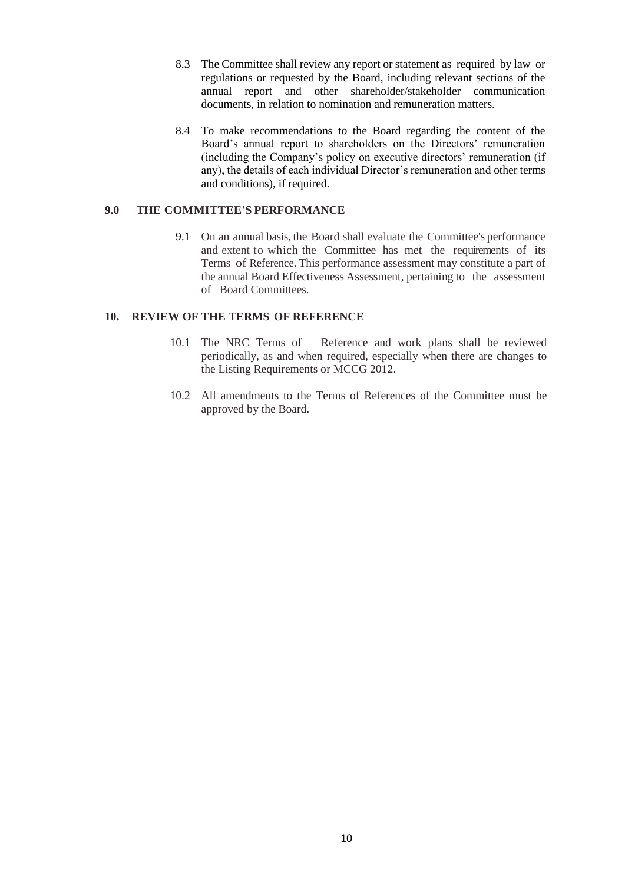8.3 The Committee shall review any report or statement as required by law or regulations or requested by the Board, including relevant sections of the annual report and other shareholder/stakeholder communication documents, in relation to nomination and remuneration matters.

8.4 To make recommendations to the Board regarding the content of the Board's annual report to shareholders on the Directors' remuneration (including the Company's policy on executive directors' remuneration (if any), the details of each individual Director's remuneration and other terms and conditions), if required.

## 9.0 THE COMMITTEE'S PERFORMANCE

9.1 On an annual basis, the Board shall evaluate the Committee's performance and extent to which the Committee has met the requirements of its Terms of Reference. This performance assessment may constitute a part of the annual Board Effectiveness Assessment, pertaining to the assessment of Board Committees.

## 10. REVIEW OF THE TERMS OF REFERENCE

10.1 The NRC Terms of Reference and work plans shall be reviewed periodically, as and when required, especially when there are changes to the Listing Requirements or MCCG 2012.

10.2 All amendments to the Terms of References of the Committee must be approved by the Board.